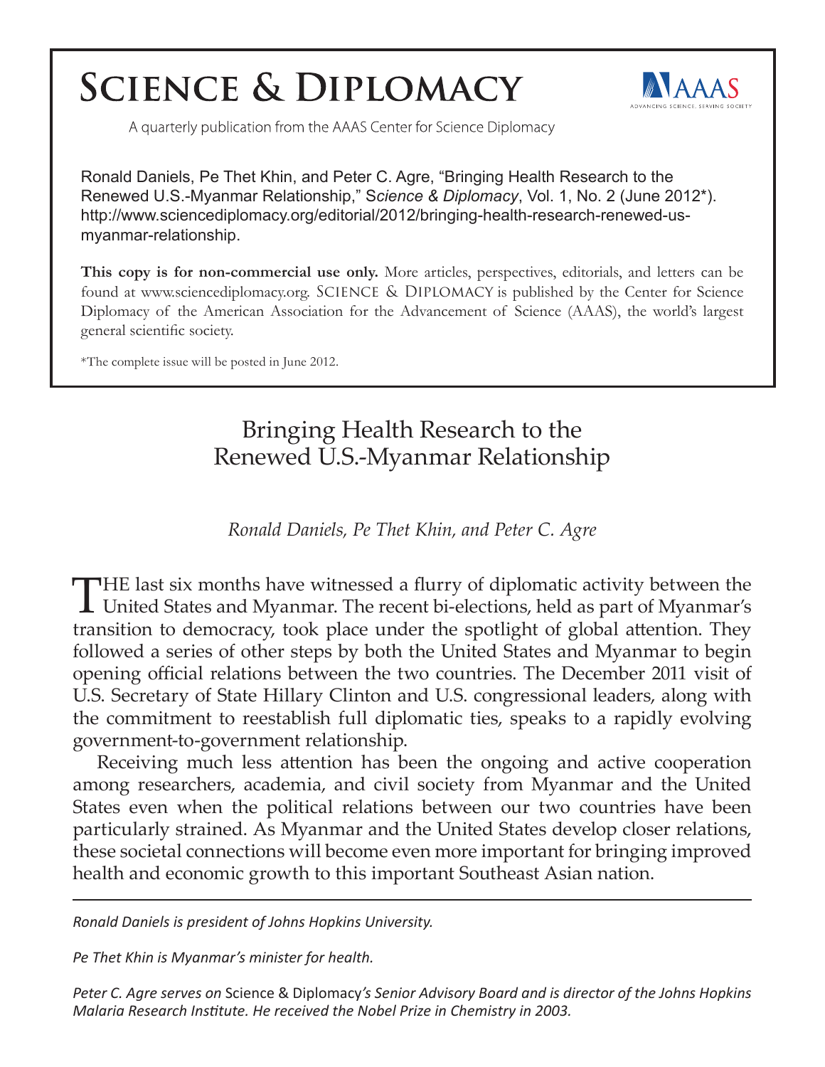# Science & Diplomacy

A quarterly publication from the AAAS Center for Science Diplomacy

Ronald Daniels, Pe Thet Khin, and Peter C. Agre, "Bringing Health Research to the Renewed U.S.-Myanmar Relationship," *Science & Diplomacy*, Vol. 1, No. 2 (June 2012*). http://www.sciencediplomacy.org/editorial/2012/bringing-health-research-renewed-us-myanmar-relationship.

**This copy is for non-commercial use only.** More articles, perspectives, editorials, and letters can be found at www.sciencediplomacy.org. SCIENCE & DIPLOMACY is published by the Center for Science Diplomacy of the American Association for the Advancement of Science (AAAS), the world's largest general scientific society.

*The complete issue will be posted in June 2012.

## Bringing Health Research to the Renewed U.S.-Myanmar Relationship

*Ronald Daniels, Pe Thet Khin, and Peter C. Agre*

THE last six months have witnessed a flurry of diplomatic activity between the United States and Myanmar. The recent bi-elections, held as part of Myanmar's transition to democracy, took place under the spotlight of global attention. They followed a series of other steps by both the United States and Myanmar to begin opening official relations between the two countries. The December 2011 visit of U.S. Secretary of State Hillary Clinton and U.S. congressional leaders, along with the commitment to reestablish full diplomatic ties, speaks to a rapidly evolving government-to-government relationship.

Receiving much less attention has been the ongoing and active cooperation among researchers, academia, and civil society from Myanmar and the United States even when the political relations between our two countries have been particularly strained. As Myanmar and the United States develop closer relations, these societal connections will become even more important for bringing improved health and economic growth to this important Southeast Asian nation.

---

*Ronald Daniels is president of Johns Hopkins University.*

*Pe Thet Khin is Myanmar's minister for health.*

*Peter C. Agre serves on* Science & Diplomacy*'s Senior Advisory Board and is director of the Johns Hopkins Malaria Research Institute. He received the Nobel Prize in Chemistry in 2003.*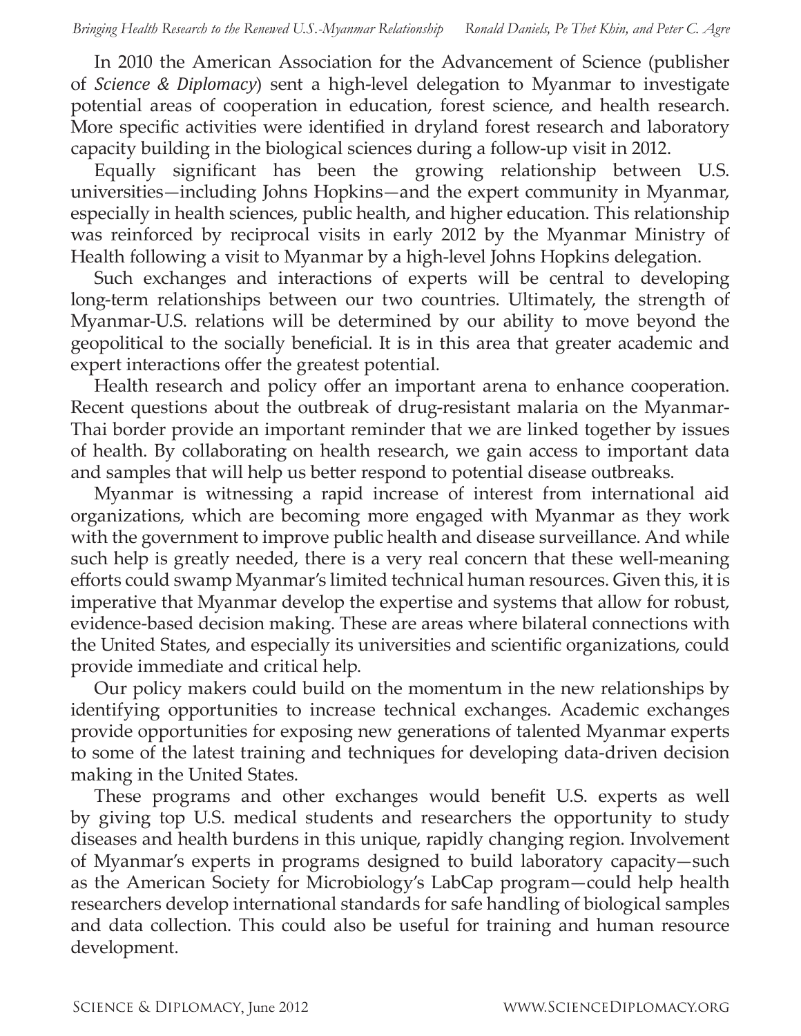In 2010 the American Association for the Advancement of Science (publisher of *Science & Diplomacy*) sent a high-level delegation to Myanmar to investigate potential areas of cooperation in education, forest science, and health research. More specific activities were identified in dryland forest research and laboratory capacity building in the biological sciences during a follow-up visit in 2012.

Equally significant has been the growing relationship between U.S. universities—including Johns Hopkins—and the expert community in Myanmar, especially in health sciences, public health, and higher education. This relationship was reinforced by reciprocal visits in early 2012 by the Myanmar Ministry of Health following a visit to Myanmar by a high-level Johns Hopkins delegation.

Such exchanges and interactions of experts will be central to developing long-term relationships between our two countries. Ultimately, the strength of Myanmar-U.S. relations will be determined by our ability to move beyond the geopolitical to the socially beneficial. It is in this area that greater academic and expert interactions offer the greatest potential.

Health research and policy offer an important arena to enhance cooperation. Recent questions about the outbreak of drug-resistant malaria on the Myanmar-Thai border provide an important reminder that we are linked together by issues of health. By collaborating on health research, we gain access to important data and samples that will help us better respond to potential disease outbreaks.

Myanmar is witnessing a rapid increase of interest from international aid organizations, which are becoming more engaged with Myanmar as they work with the government to improve public health and disease surveillance. And while such help is greatly needed, there is a very real concern that these well-meaning efforts could swamp Myanmar's limited technical human resources. Given this, it is imperative that Myanmar develop the expertise and systems that allow for robust, evidence-based decision making. These are areas where bilateral connections with the United States, and especially its universities and scientific organizations, could provide immediate and critical help.

Our policy makers could build on the momentum in the new relationships by identifying opportunities to increase technical exchanges. Academic exchanges provide opportunities for exposing new generations of talented Myanmar experts to some of the latest training and techniques for developing data-driven decision making in the United States.

These programs and other exchanges would benefit U.S. experts as well by giving top U.S. medical students and researchers the opportunity to study diseases and health burdens in this unique, rapidly changing region. Involvement of Myanmar's experts in programs designed to build laboratory capacity—such as the American Society for Microbiology's LabCap program—could help health researchers develop international standards for safe handling of biological samples and data collection. This could also be useful for training and human resource development.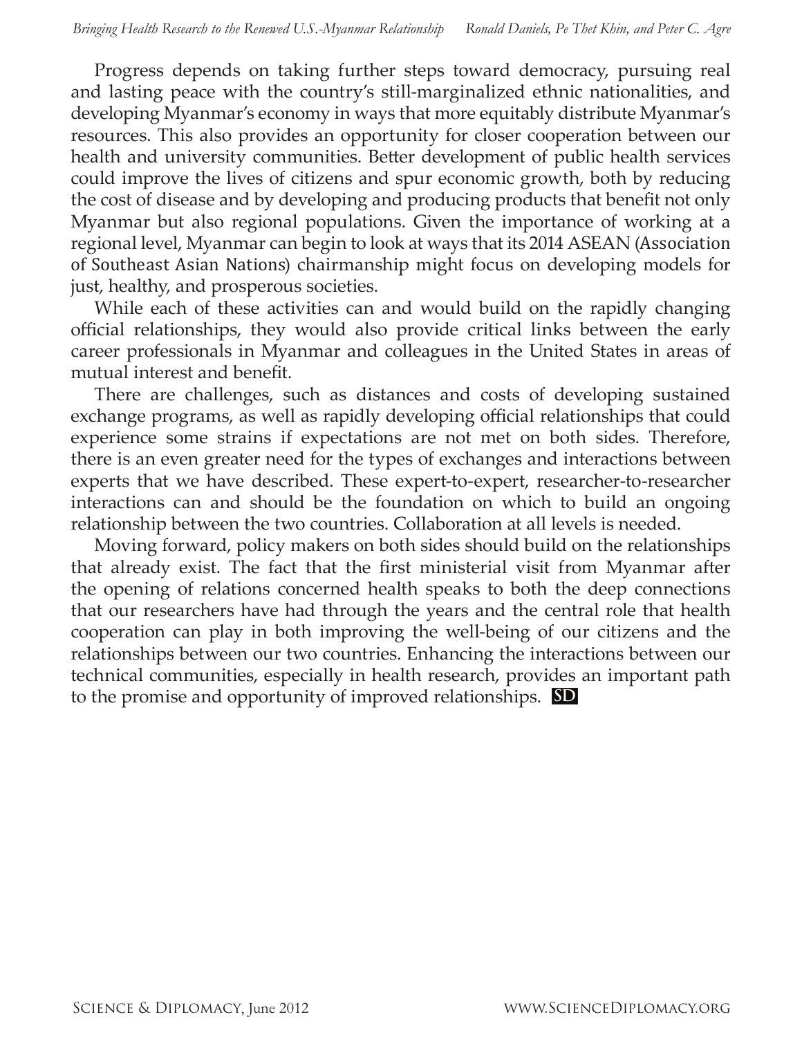Progress depends on taking further steps toward democracy, pursuing real and lasting peace with the country's still-marginalized ethnic nationalities, and developing Myanmar's economy in ways that more equitably distribute Myanmar's resources. This also provides an opportunity for closer cooperation between our health and university communities. Better development of public health services could improve the lives of citizens and spur economic growth, both by reducing the cost of disease and by developing and producing products that benefit not only Myanmar but also regional populations. Given the importance of working at a regional level, Myanmar can begin to look at ways that its 2014 ASEAN (Association of Southeast Asian Nations) chairmanship might focus on developing models for just, healthy, and prosperous societies.

While each of these activities can and would build on the rapidly changing official relationships, they would also provide critical links between the early career professionals in Myanmar and colleagues in the United States in areas of mutual interest and benefit.

There are challenges, such as distances and costs of developing sustained exchange programs, as well as rapidly developing official relationships that could experience some strains if expectations are not met on both sides. Therefore, there is an even greater need for the types of exchanges and interactions between experts that we have described. These expert-to-expert, researcher-to-researcher interactions can and should be the foundation on which to build an ongoing relationship between the two countries. Collaboration at all levels is needed.

Moving forward, policy makers on both sides should build on the relationships that already exist. The fact that the first ministerial visit from Myanmar after the opening of relations concerned health speaks to both the deep connections that our researchers have had through the years and the central role that health cooperation can play in both improving the well-being of our citizens and the relationships between our two countries. Enhancing the interactions between our technical communities, especially in health research, provides an important path to the promise and opportunity of improved relationships. **SD**